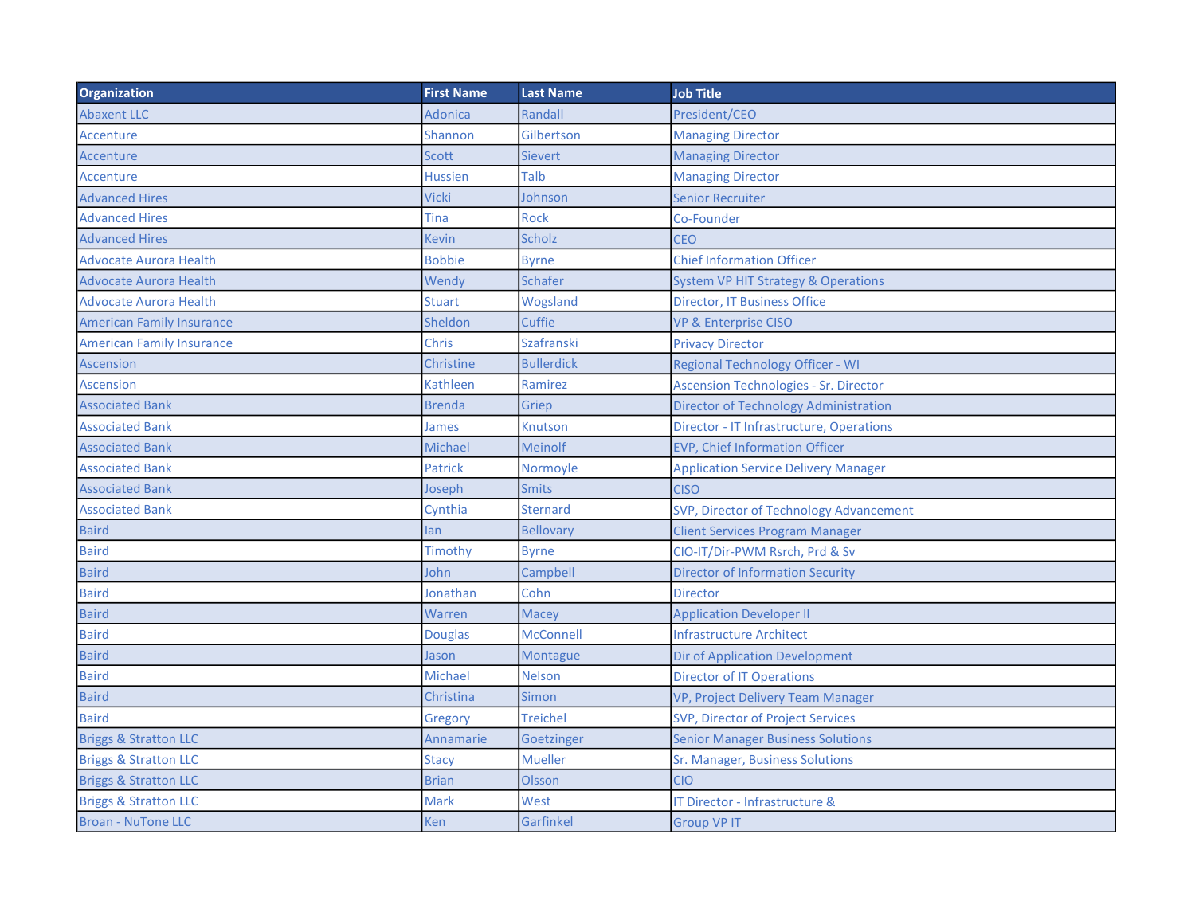| Organization | First Name | Last Name | Job Title |
| --- | --- | --- | --- |
| Abaxent LLC | Adonica | Randall | President/CEO |
| Accenture | Shannon | Gilbertson | Managing Director |
| Accenture | Scott | Sievert | Managing Director |
| Accenture | Hussien | Talb | Managing Director |
| Advanced Hires | Vicki | Johnson | Senior Recruiter |
| Advanced Hires | Tina | Rock | Co-Founder |
| Advanced Hires | Kevin | Scholz | CEO |
| Advocate Aurora Health | Bobbie | Byrne | Chief Information Officer |
| Advocate Aurora Health | Wendy | Schafer | System VP HIT Strategy & Operations |
| Advocate Aurora Health | Stuart | Wogsland | Director, IT Business Office |
| American Family Insurance | Sheldon | Cuffie | VP & Enterprise CISO |
| American Family Insurance | Chris | Szafranski | Privacy Director |
| Ascension | Christine | Bullerdick | Regional Technology Officer - WI |
| Ascension | Kathleen | Ramirez | Ascension Technologies - Sr. Director |
| Associated Bank | Brenda | Griep | Director of Technology Administration |
| Associated Bank | James | Knutson | Director - IT Infrastructure, Operations |
| Associated Bank | Michael | Meinolf | EVP, Chief Information Officer |
| Associated Bank | Patrick | Normoyle | Application Service Delivery Manager |
| Associated Bank | Joseph | Smits | CISO |
| Associated Bank | Cynthia | Sternard | SVP, Director of Technology Advancement |
| Baird | Ian | Bellovary | Client Services Program Manager |
| Baird | Timothy | Byrne | CIO-IT/Dir-PWM Rsrch, Prd & Sv |
| Baird | John | Campbell | Director of Information Security |
| Baird | Jonathan | Cohn | Director |
| Baird | Warren | Macey | Application Developer II |
| Baird | Douglas | McConnell | Infrastructure Architect |
| Baird | Jason | Montague | Dir of Application Development |
| Baird | Michael | Nelson | Director of IT Operations |
| Baird | Christina | Simon | VP, Project Delivery Team Manager |
| Baird | Gregory | Treichel | SVP, Director of Project Services |
| Briggs & Stratton LLC | Annamarie | Goetzinger | Senior Manager Business Solutions |
| Briggs & Stratton LLC | Stacy | Mueller | Sr. Manager, Business Solutions |
| Briggs & Stratton LLC | Brian | Olsson | CIO |
| Briggs & Stratton LLC | Mark | West | IT Director - Infrastructure & |
| Broan - NuTone LLC | Ken | Garfinkel | Group VP IT |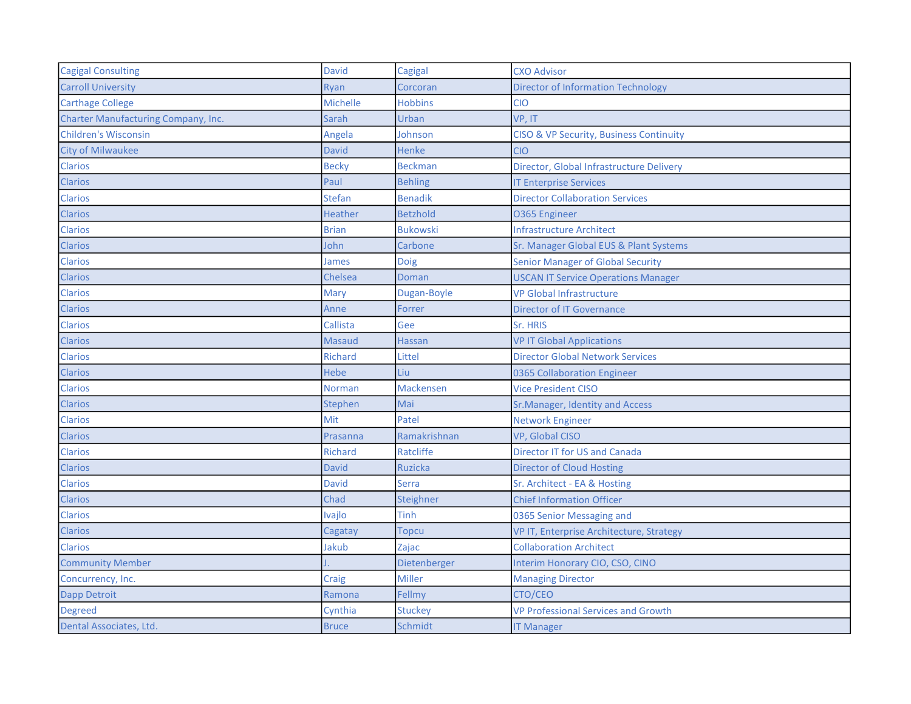| Cagigal Consulting | David | Cagigal | CXO Advisor |
|---|---|---|---|
| Carroll University | Ryan | Corcoran | Director of Information Technology |
| Carthage College | Michelle | Hobbins | CIO |
| Charter Manufacturing Company, Inc. | Sarah | Urban | VP, IT |
| Children's Wisconsin | Angela | Johnson | CISO & VP Security, Business Continuity |
| City of Milwaukee | David | Henke | CIO |
| Clarios | Becky | Beckman | Director, Global Infrastructure Delivery |
| Clarios | Paul | Behling | IT Enterprise Services |
| Clarios | Stefan | Benadik | Director Collaboration Services |
| Clarios | Heather | Betzhold | 0365 Engineer |
| Clarios | Brian | Bukowski | Infrastructure Architect |
| Clarios | John | Carbone | Sr. Manager Global EUS & Plant Systems |
| Clarios | James | Doig | Senior Manager of Global Security |
| Clarios | Chelsea | Doman | USCAN IT Service Operations Manager |
| Clarios | Mary | Dugan-Boyle | VP Global Infrastructure |
| Clarios | Anne | Forrer | Director of IT Governance |
| Clarios | Callista | Gee | Sr. HRIS |
| Clarios | Masaud | Hassan | VP IT Global Applications |
| Clarios | Richard | Littel | Director Global Network Services |
| Clarios | Hebe | Liu | 0365 Collaboration Engineer |
| Clarios | Norman | Mackensen | Vice President CISO |
| Clarios | Stephen | Mai | Sr.Manager, Identity and Access |
| Clarios | Mit | Patel | Network Engineer |
| Clarios | Prasanna | Ramakrishnan | VP, Global CISO |
| Clarios | Richard | Ratcliffe | Director IT for US and Canada |
| Clarios | David | Ruzicka | Director of Cloud Hosting |
| Clarios | David | Serra | Sr. Architect - EA & Hosting |
| Clarios | Chad | Steighner | Chief Information Officer |
| Clarios | Ivajlo | Tinh | 0365 Senior Messaging and |
| Clarios | Cagatay | Topcu | VP IT, Enterprise Architecture, Strategy |
| Clarios | Jakub | Zajac | Collaboration Architect |
| Community Member | J. | Dietenberger | Interim Honorary CIO, CSO, CINO |
| Concurrency, Inc. | Craig | Miller | Managing Director |
| Dapp Detroit | Ramona | Fellmy | CTO/CEO |
| Degreed | Cynthia | Stuckey | VP Professional Services and Growth |
| Dental Associates, Ltd. | Bruce | Schmidt | IT Manager |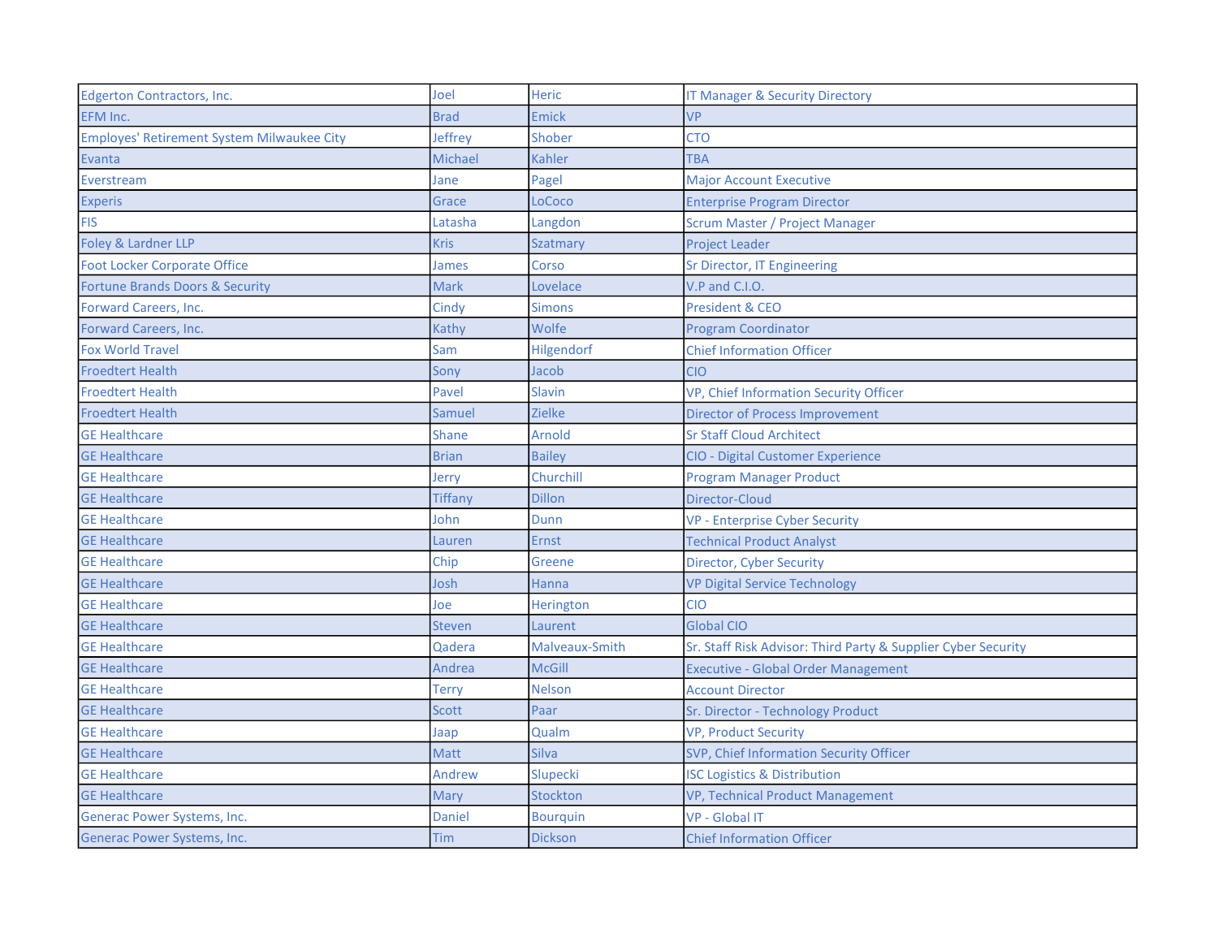| Edgerton Contractors, Inc. | Joel | Heric | IT Manager & Security Directory |
|---|---|---|---|
| EFM Inc. | Brad | Emick | VP |
| Employes' Retirement System Milwaukee City | Jeffrey | Shober | CTO |
| Evanta | Michael | Kahler | TBA |
| Everstream | Jane | Pagel | Major Account Executive |
| Experis | Grace | LoCoco | Enterprise Program Director |
| FIS | Latasha | Langdon | Scrum Master / Project Manager |
| Foley & Lardner LLP | Kris | Szatmary | Project Leader |
| Foot Locker Corporate Office | James | Corso | Sr Director, IT Engineering |
| Fortune Brands Doors & Security | Mark | Lovelace | V.P and C.I.O. |
| Forward Careers, Inc. | Cindy | Simons | President & CEO |
| Forward Careers, Inc. | Kathy | Wolfe | Program Coordinator |
| Fox World Travel | Sam | Hilgendorf | Chief Information Officer |
| Froedtert Health | Sony | Jacob | CIO |
| Froedtert Health | Pavel | Slavin | VP, Chief Information Security Officer |
| Froedtert Health | Samuel | Zielke | Director of Process Improvement |
| GE Healthcare | Shane | Arnold | Sr Staff Cloud Architect |
| GE Healthcare | Brian | Bailey | CIO - Digital Customer Experience |
| GE Healthcare | Jerry | Churchill | Program Manager Product |
| GE Healthcare | Tiffany | Dillon | Director-Cloud |
| GE Healthcare | John | Dunn | VP - Enterprise Cyber Security |
| GE Healthcare | Lauren | Ernst | Technical Product Analyst |
| GE Healthcare | Chip | Greene | Director, Cyber Security |
| GE Healthcare | Josh | Hanna | VP Digital Service Technology |
| GE Healthcare | Joe | Herington | CIO |
| GE Healthcare | Steven | Laurent | Global CIO |
| GE Healthcare | Qadera | Malveaux-Smith | Sr. Staff Risk Advisor: Third Party & Supplier Cyber Security |
| GE Healthcare | Andrea | McGill | Executive - Global Order Management |
| GE Healthcare | Terry | Nelson | Account Director |
| GE Healthcare | Scott | Paar | Sr. Director - Technology Product |
| GE Healthcare | Jaap | Qualm | VP, Product Security |
| GE Healthcare | Matt | Silva | SVP, Chief Information Security Officer |
| GE Healthcare | Andrew | Slupecki | ISC Logistics & Distribution |
| GE Healthcare | Mary | Stockton | VP, Technical Product Management |
| Generac Power Systems, Inc. | Daniel | Bourquin | VP - Global IT |
| Generac Power Systems, Inc. | Tim | Dickson | Chief Information Officer |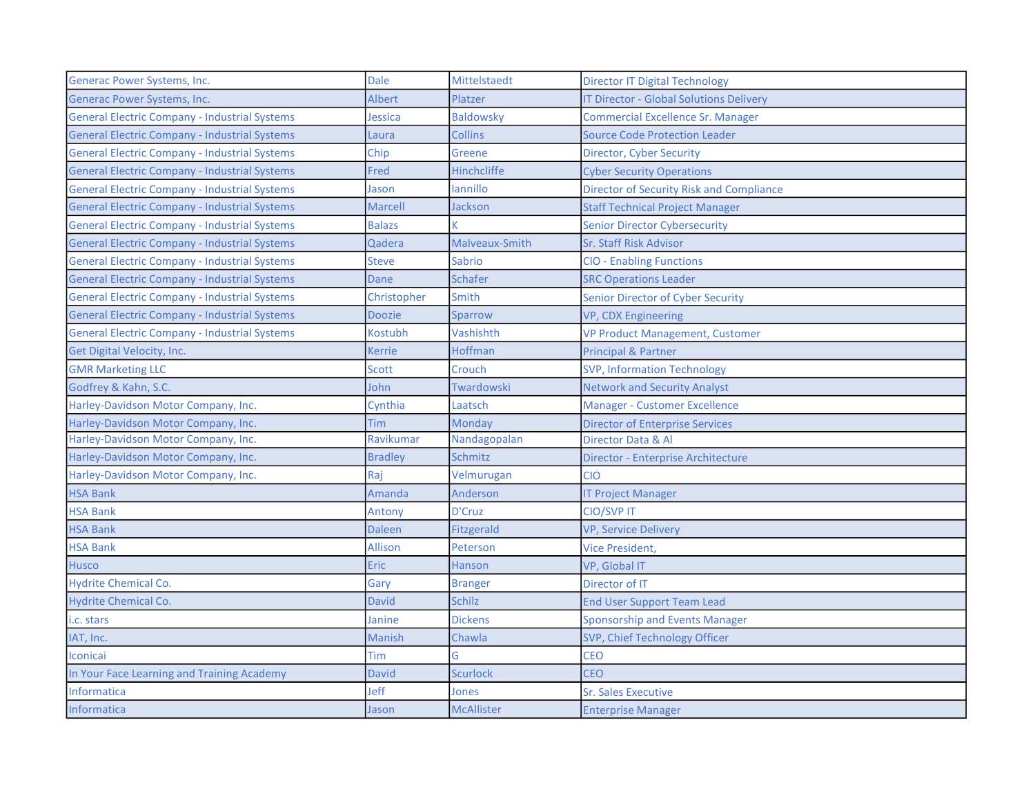| Generac Power Systems, Inc. | Dale | Mittelstaedt | Director IT Digital Technology |
|---|---|---|---|
| Generac Power Systems, Inc. | Albert | Platzer | IT Director - Global Solutions Delivery |
| General Electric Company - Industrial Systems | Jessica | Baldowsky | Commercial Excellence Sr. Manager |
| General Electric Company - Industrial Systems | Laura | Collins | Source Code Protection Leader |
| General Electric Company - Industrial Systems | Chip | Greene | Director, Cyber Security |
| General Electric Company - Industrial Systems | Fred | Hinchcliffe | Cyber Security Operations |
| General Electric Company - Industrial Systems | Jason | Iannillo | Director of Security Risk and Compliance |
| General Electric Company - Industrial Systems | Marcell | Jackson | Staff Technical Project Manager |
| General Electric Company - Industrial Systems | Balazs | K | Senior Director Cybersecurity |
| General Electric Company - Industrial Systems | Qadera | Malveaux-Smith | Sr. Staff Risk Advisor |
| General Electric Company - Industrial Systems | Steve | Sabrio | CIO - Enabling Functions |
| General Electric Company - Industrial Systems | Dane | Schafer | SRC Operations Leader |
| General Electric Company - Industrial Systems | Christopher | Smith | Senior Director of Cyber Security |
| General Electric Company - Industrial Systems | Doozie | Sparrow | VP, CDX Engineering |
| General Electric Company - Industrial Systems | Kostubh | Vashishth | VP Product Management, Customer |
| Get Digital Velocity, Inc. | Kerrie | Hoffman | Principal & Partner |
| GMR Marketing LLC | Scott | Crouch | SVP, Information Technology |
| Godfrey & Kahn, S.C. | John | Twardowski | Network and Security Analyst |
| Harley-Davidson Motor Company, Inc. | Cynthia | Laatsch | Manager - Customer Excellence |
| Harley-Davidson Motor Company, Inc. | Tim | Monday | Director of Enterprise Services |
| Harley-Davidson Motor Company, Inc. | Ravikumar | Nandagopalan | Director Data & AI |
| Harley-Davidson Motor Company, Inc. | Bradley | Schmitz | Director - Enterprise Architecture |
| Harley-Davidson Motor Company, Inc. | Raj | Velmurugan | CIO |
| HSA Bank | Amanda | Anderson | IT Project Manager |
| HSA Bank | Antony | D'Cruz | CIO/SVP IT |
| HSA Bank | Daleen | Fitzgerald | VP, Service Delivery |
| HSA Bank | Allison | Peterson | Vice President, |
| Husco | Eric | Hanson | VP, Global IT |
| Hydrite Chemical Co. | Gary | Branger | Director of IT |
| Hydrite Chemical Co. | David | Schilz | End User Support Team Lead |
| i.c. stars | Janine | Dickens | Sponsorship and Events Manager |
| IAT, Inc. | Manish | Chawla | SVP, Chief Technology Officer |
| Iconicai | Tim | G | CEO |
| In Your Face Learning and Training Academy | David | Scurlock | CEO |
| Informatica | Jeff | Jones | Sr. Sales Executive |
| Informatica | Jason | McAllister | Enterprise Manager |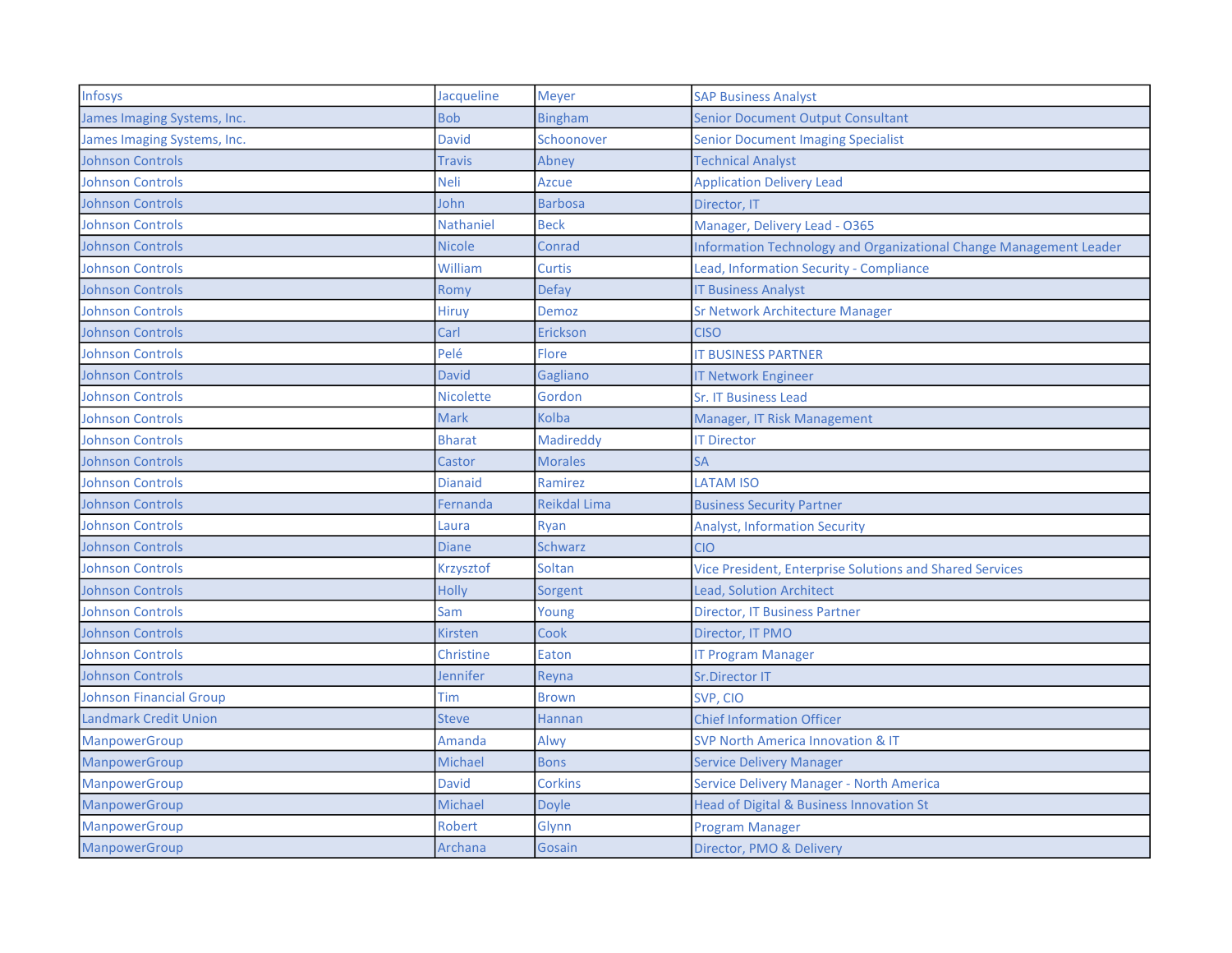| Infosys | Jacqueline | Meyer | SAP Business Analyst |
|---|---|---|---|
| James Imaging Systems, Inc. | Bob | Bingham | Senior Document Output Consultant |
| James Imaging Systems, Inc. | David | Schoonover | Senior Document Imaging Specialist |
| Johnson Controls | Travis | Abney | Technical Analyst |
| Johnson Controls | Neli | Azcue | Application Delivery Lead |
| Johnson Controls | John | Barbosa | Director, IT |
| Johnson Controls | Nathaniel | Beck | Manager, Delivery Lead - O365 |
| Johnson Controls | Nicole | Conrad | Information Technology and Organizational Change Management Leader |
| Johnson Controls | William | Curtis | Lead, Information Security - Compliance |
| Johnson Controls | Romy | Defay | IT Business Analyst |
| Johnson Controls | Hiruy | Demoz | Sr Network Architecture Manager |
| Johnson Controls | Carl | Erickson | CISO |
| Johnson Controls | Pelé | Flore | IT BUSINESS PARTNER |
| Johnson Controls | David | Gagliano | IT Network Engineer |
| Johnson Controls | Nicolette | Gordon | Sr. IT Business Lead |
| Johnson Controls | Mark | Kolba | Manager, IT Risk Management |
| Johnson Controls | Bharat | Madireddy | IT Director |
| Johnson Controls | Castor | Morales | SA |
| Johnson Controls | Dianaid | Ramirez | LATAM ISO |
| Johnson Controls | Fernanda | Reikdal Lima | Business Security Partner |
| Johnson Controls | Laura | Ryan | Analyst, Information Security |
| Johnson Controls | Diane | Schwarz | CIO |
| Johnson Controls | Krzysztof | Soltan | Vice President, Enterprise Solutions and Shared Services |
| Johnson Controls | Holly | Sorgent | Lead, Solution Architect |
| Johnson Controls | Sam | Young | Director, IT Business Partner |
| Johnson Controls | Kirsten | Cook | Director, IT PMO |
| Johnson Controls | Christine | Eaton | IT Program Manager |
| Johnson Controls | Jennifer | Reyna | Sr.Director IT |
| Johnson Financial Group | Tim | Brown | SVP, CIO |
| Landmark Credit Union | Steve | Hannan | Chief Information Officer |
| ManpowerGroup | Amanda | Alwy | SVP North America Innovation & IT |
| ManpowerGroup | Michael | Bons | Service Delivery Manager |
| ManpowerGroup | David | Corkins | Service Delivery Manager - North America |
| ManpowerGroup | Michael | Doyle | Head of Digital & Business Innovation St |
| ManpowerGroup | Robert | Glynn | Program Manager |
| ManpowerGroup | Archana | Gosain | Director, PMO & Delivery |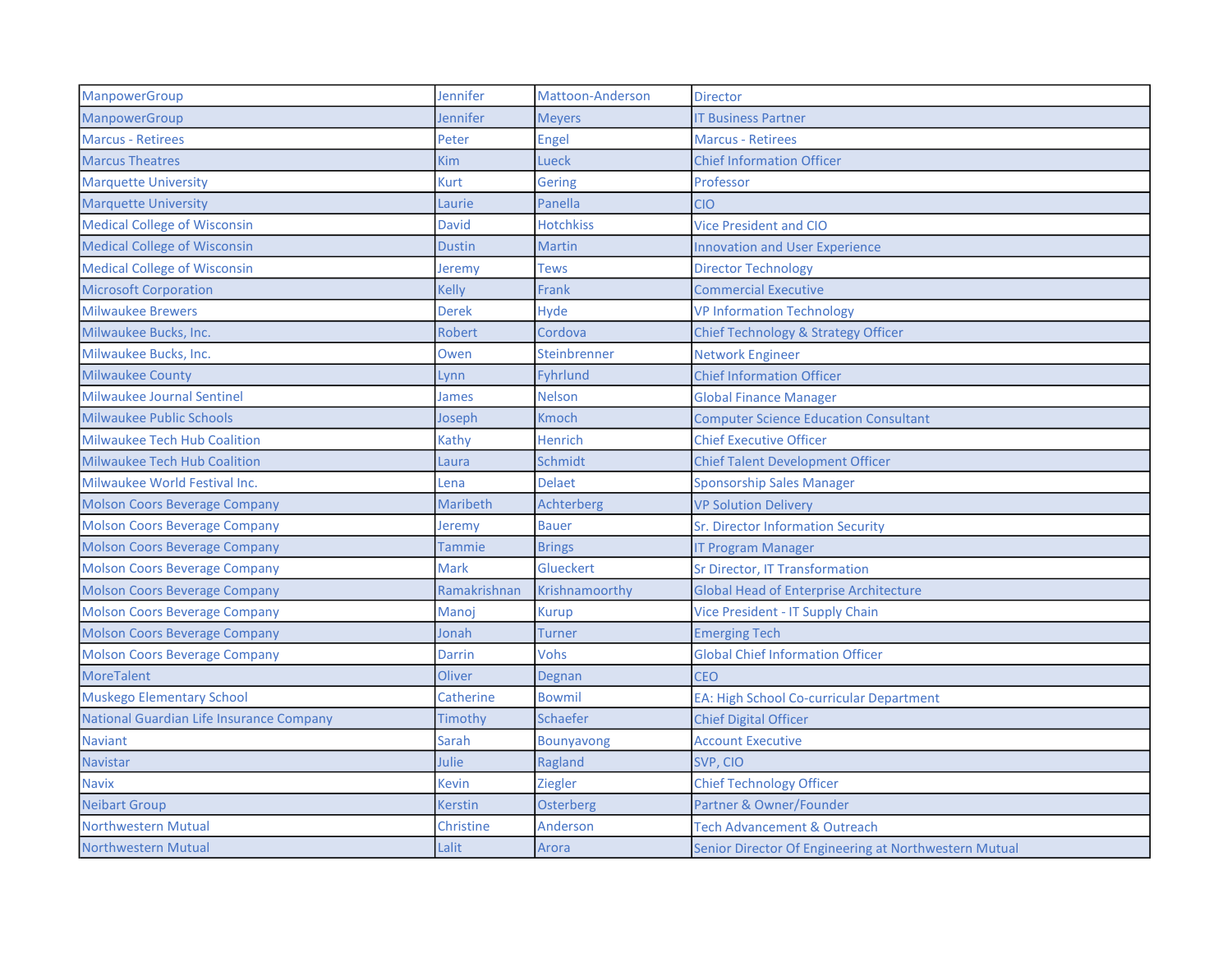| | | | |
|---|---|---|---|
| ManpowerGroup | Jennifer | Mattoon-Anderson | Director |
| ManpowerGroup | Jennifer | Meyers | IT Business Partner |
| Marcus - Retirees | Peter | Engel | Marcus - Retirees |
| Marcus Theatres | Kim | Lueck | Chief Information Officer |
| Marquette University | Kurt | Gering | Professor |
| Marquette University | Laurie | Panella | CIO |
| Medical College of Wisconsin | David | Hotchkiss | Vice President and CIO |
| Medical College of Wisconsin | Dustin | Martin | Innovation and User Experience |
| Medical College of Wisconsin | Jeremy | Tews | Director Technology |
| Microsoft Corporation | Kelly | Frank | Commercial Executive |
| Milwaukee Brewers | Derek | Hyde | VP Information Technology |
| Milwaukee Bucks, Inc. | Robert | Cordova | Chief Technology & Strategy Officer |
| Milwaukee Bucks, Inc. | Owen | Steinbrenner | Network Engineer |
| Milwaukee County | Lynn | Fyhrlund | Chief Information Officer |
| Milwaukee Journal Sentinel | James | Nelson | Global Finance Manager |
| Milwaukee Public Schools | Joseph | Kmoch | Computer Science Education Consultant |
| Milwaukee Tech Hub Coalition | Kathy | Henrich | Chief Executive Officer |
| Milwaukee Tech Hub Coalition | Laura | Schmidt | Chief Talent Development Officer |
| Milwaukee World Festival Inc. | Lena | Delaet | Sponsorship Sales Manager |
| Molson Coors Beverage Company | Maribeth | Achterberg | VP Solution Delivery |
| Molson Coors Beverage Company | Jeremy | Bauer | Sr. Director Information Security |
| Molson Coors Beverage Company | Tammie | Brings | IT Program Manager |
| Molson Coors Beverage Company | Mark | Glueckert | Sr Director, IT Transformation |
| Molson Coors Beverage Company | Ramakrishnan | Krishnamoorthy | Global Head of Enterprise Architecture |
| Molson Coors Beverage Company | Manoj | Kurup | Vice President - IT Supply Chain |
| Molson Coors Beverage Company | Jonah | Turner | Emerging Tech |
| Molson Coors Beverage Company | Darrin | Vohs | Global Chief Information Officer |
| MoreTalent | Oliver | Degnan | CEO |
| Muskego Elementary School | Catherine | Bowmil | EA: High School Co-curricular Department |
| National Guardian Life Insurance Company | Timothy | Schaefer | Chief Digital Officer |
| Naviant | Sarah | Bounyavong | Account Executive |
| Navistar | Julie | Ragland | SVP, CIO |
| Navix | Kevin | Ziegler | Chief Technology Officer |
| Neibart Group | Kerstin | Osterberg | Partner & Owner/Founder |
| Northwestern Mutual | Christine | Anderson | Tech Advancement & Outreach |
| Northwestern Mutual | Lalit | Arora | Senior Director Of Engineering at Northwestern Mutual |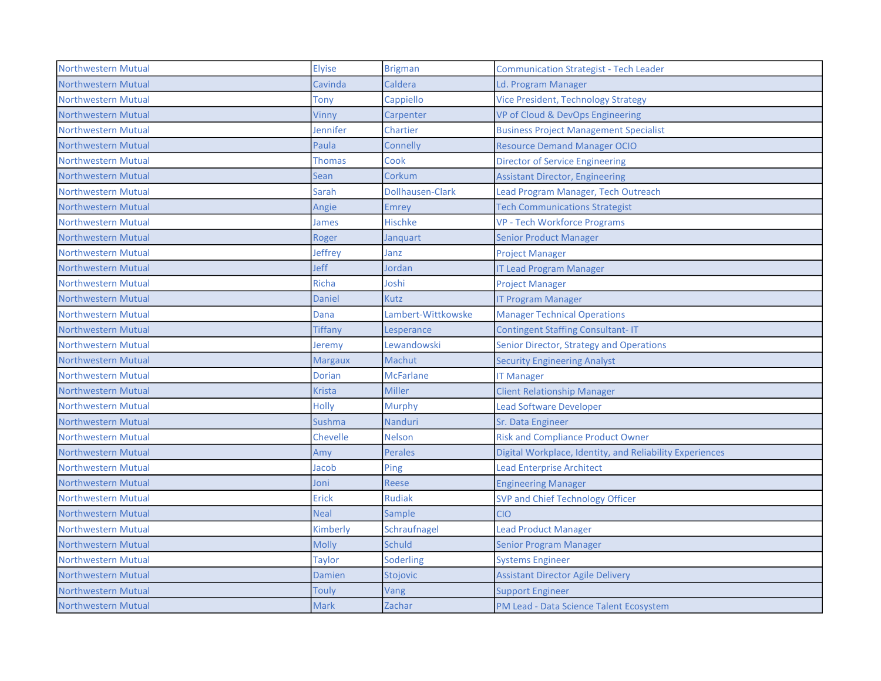| | | | |
|---|---|---|---|
| Northwestern Mutual | Elyise | Brigman | Communication Strategist - Tech Leader |
| Northwestern Mutual | Cavinda | Caldera | Ld. Program Manager |
| Northwestern Mutual | Tony | Cappiello | Vice President, Technology Strategy |
| Northwestern Mutual | Vinny | Carpenter | VP of Cloud & DevOps Engineering |
| Northwestern Mutual | Jennifer | Chartier | Business Project Management Specialist |
| Northwestern Mutual | Paula | Connelly | Resource Demand Manager OCIO |
| Northwestern Mutual | Thomas | Cook | Director of Service Engineering |
| Northwestern Mutual | Sean | Corkum | Assistant Director, Engineering |
| Northwestern Mutual | Sarah | Dollhausen-Clark | Lead Program Manager, Tech Outreach |
| Northwestern Mutual | Angie | Emrey | Tech Communications Strategist |
| Northwestern Mutual | James | Hischke | VP - Tech Workforce Programs |
| Northwestern Mutual | Roger | Janquart | Senior Product Manager |
| Northwestern Mutual | Jeffrey | Janz | Project Manager |
| Northwestern Mutual | Jeff | Jordan | IT Lead Program Manager |
| Northwestern Mutual | Richa | Joshi | Project Manager |
| Northwestern Mutual | Daniel | Kutz | IT Program Manager |
| Northwestern Mutual | Dana | Lambert-Wittkowske | Manager Technical Operations |
| Northwestern Mutual | Tiffany | Lesperance | Contingent Staffing Consultant- IT |
| Northwestern Mutual | Jeremy | Lewandowski | Senior Director, Strategy and Operations |
| Northwestern Mutual | Margaux | Machut | Security Engineering Analyst |
| Northwestern Mutual | Dorian | McFarlane | IT Manager |
| Northwestern Mutual | Krista | Miller | Client Relationship Manager |
| Northwestern Mutual | Holly | Murphy | Lead Software Developer |
| Northwestern Mutual | Sushma | Nanduri | Sr. Data Engineer |
| Northwestern Mutual | Chevelle | Nelson | Risk and Compliance Product Owner |
| Northwestern Mutual | Amy | Perales | Digital Workplace, Identity, and Reliability Experiences |
| Northwestern Mutual | Jacob | Ping | Lead Enterprise Architect |
| Northwestern Mutual | Joni | Reese | Engineering Manager |
| Northwestern Mutual | Erick | Rudiak | SVP and Chief Technology Officer |
| Northwestern Mutual | Neal | Sample | CIO |
| Northwestern Mutual | Kimberly | Schraufnagel | Lead Product Manager |
| Northwestern Mutual | Molly | Schuld | Senior Program Manager |
| Northwestern Mutual | Taylor | Soderling | Systems Engineer |
| Northwestern Mutual | Damien | Stojovic | Assistant Director Agile Delivery |
| Northwestern Mutual | Touly | Vang | Support Engineer |
| Northwestern Mutual | Mark | Zachar | PM Lead - Data Science Talent Ecosystem |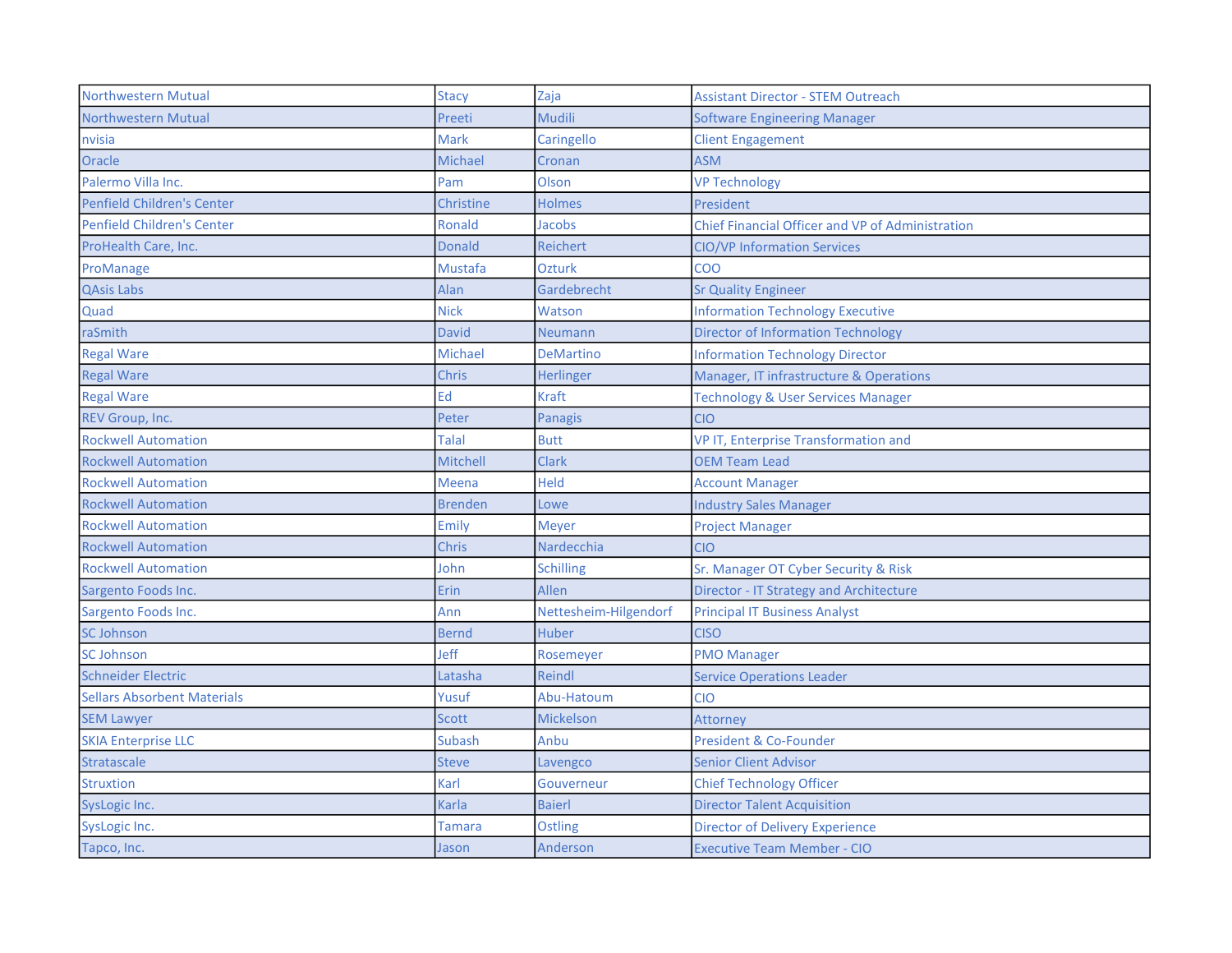| | | | |
|---|---|---|---|
| Northwestern Mutual | Stacy | Zaja | Assistant Director - STEM Outreach |
| Northwestern Mutual | Preeti | Mudili | Software Engineering Manager |
| nvisia | Mark | Caringello | Client Engagement |
| Oracle | Michael | Cronan | ASM |
| Palermo Villa Inc. | Pam | Olson | VP Technology |
| Penfield Children's Center | Christine | Holmes | President |
| Penfield Children's Center | Ronald | Jacobs | Chief Financial Officer and VP of Administration |
| ProHealth Care, Inc. | Donald | Reichert | CIO/VP Information Services |
| ProManage | Mustafa | Ozturk | COO |
| QAsis Labs | Alan | Gardebrecht | Sr Quality Engineer |
| Quad | Nick | Watson | Information Technology Executive |
| raSmith | David | Neumann | Director of Information Technology |
| Regal Ware | Michael | DeMartino | Information Technology Director |
| Regal Ware | Chris | Herlinger | Manager, IT infrastructure & Operations |
| Regal Ware | Ed | Kraft | Technology & User Services Manager |
| REV Group, Inc. | Peter | Panagis | CIO |
| Rockwell Automation | Talal | Butt | VP IT, Enterprise Transformation and |
| Rockwell Automation | Mitchell | Clark | OEM Team Lead |
| Rockwell Automation | Meena | Held | Account Manager |
| Rockwell Automation | Brenden | Lowe | Industry Sales Manager |
| Rockwell Automation | Emily | Meyer | Project Manager |
| Rockwell Automation | Chris | Nardecchia | CIO |
| Rockwell Automation | John | Schilling | Sr. Manager OT Cyber Security & Risk |
| Sargento Foods Inc. | Erin | Allen | Director - IT Strategy and Architecture |
| Sargento Foods Inc. | Ann | Nettesheim-Hilgendorf | Principal IT Business Analyst |
| SC Johnson | Bernd | Huber | CISO |
| SC Johnson | Jeff | Rosemeyer | PMO Manager |
| Schneider Electric | Latasha | Reindl | Service Operations Leader |
| Sellars Absorbent Materials | Yusuf | Abu-Hatoum | CIO |
| SEM Lawyer | Scott | Mickelson | Attorney |
| SKIA Enterprise LLC | Subash | Anbu | President & Co-Founder |
| Stratascale | Steve | Lavengco | Senior Client Advisor |
| Struxtion | Karl | Gouverneur | Chief Technology Officer |
| SysLogic Inc. | Karla | Baierl | Director Talent Acquisition |
| SysLogic Inc. | Tamara | Ostling | Director of Delivery Experience |
| Tapco, Inc. | Jason | Anderson | Executive Team Member - CIO |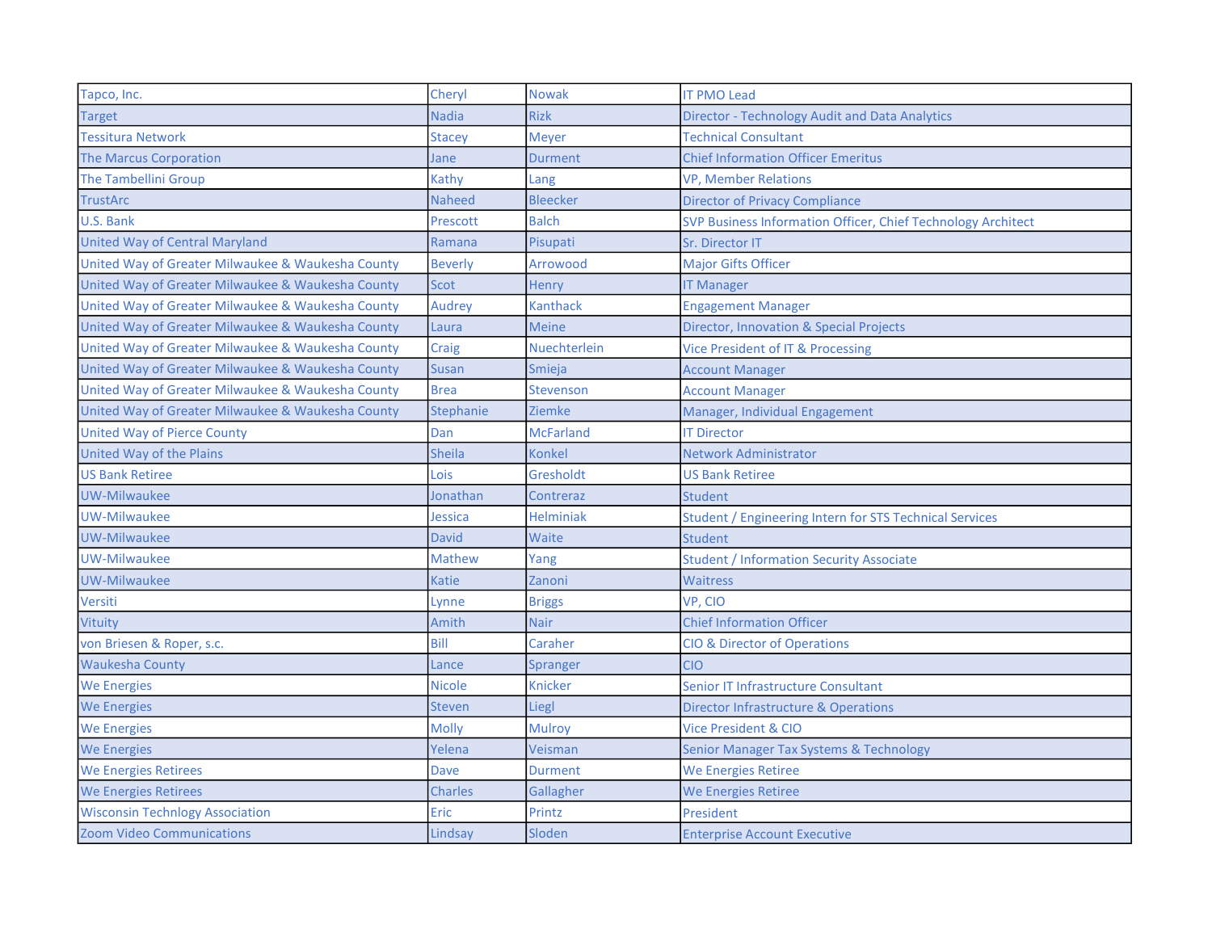| | | | |
|---|---|---|---|
| Tapco, Inc. | Cheryl | Nowak | IT PMO Lead |
| Target | Nadia | Rizk | Director - Technology Audit and Data Analytics |
| Tessitura Network | Stacey | Meyer | Technical Consultant |
| The Marcus Corporation | Jane | Durment | Chief Information Officer Emeritus |
| The Tambellini Group | Kathy | Lang | VP, Member Relations |
| TrustArc | Naheed | Bleecker | Director of Privacy Compliance |
| U.S. Bank | Prescott | Balch | SVP Business Information Officer, Chief Technology Architect |
| United Way of Central Maryland | Ramana | Pisupati | Sr. Director IT |
| United Way of Greater Milwaukee & Waukesha County | Beverly | Arrowood | Major Gifts Officer |
| United Way of Greater Milwaukee & Waukesha County | Scot | Henry | IT Manager |
| United Way of Greater Milwaukee & Waukesha County | Audrey | Kanthack | Engagement Manager |
| United Way of Greater Milwaukee & Waukesha County | Laura | Meine | Director, Innovation & Special Projects |
| United Way of Greater Milwaukee & Waukesha County | Craig | Nuechterlein | Vice President of IT & Processing |
| United Way of Greater Milwaukee & Waukesha County | Susan | Smieja | Account Manager |
| United Way of Greater Milwaukee & Waukesha County | Brea | Stevenson | Account Manager |
| United Way of Greater Milwaukee & Waukesha County | Stephanie | Ziemke | Manager, Individual Engagement |
| United Way of Pierce County | Dan | McFarland | IT Director |
| United Way of the Plains | Sheila | Konkel | Network Administrator |
| US Bank Retiree | Lois | Gresholdt | US Bank Retiree |
| UW-Milwaukee | Jonathan | Contreraz | Student |
| UW-Milwaukee | Jessica | Helminiak | Student / Engineering Intern for STS Technical Services |
| UW-Milwaukee | David | Waite | Student |
| UW-Milwaukee | Mathew | Yang | Student / Information Security Associate |
| UW-Milwaukee | Katie | Zanoni | Waitress |
| Versiti | Lynne | Briggs | VP, CIO |
| Vituity | Amith | Nair | Chief Information Officer |
| von Briesen & Roper, s.c. | Bill | Caraher | CIO & Director of Operations |
| Waukesha County | Lance | Spranger | CIO |
| We Energies | Nicole | Knicker | Senior IT Infrastructure Consultant |
| We Energies | Steven | Liegl | Director Infrastructure & Operations |
| We Energies | Molly | Mulroy | Vice President & CIO |
| We Energies | Yelena | Veisman | Senior Manager Tax Systems & Technology |
| We Energies Retirees | Dave | Durment | We Energies Retiree |
| We Energies Retirees | Charles | Gallagher | We Energies Retiree |
| Wisconsin Technlogy Association | Eric | Printz | President |
| Zoom Video Communications | Lindsay | Sloden | Enterprise Account Executive |